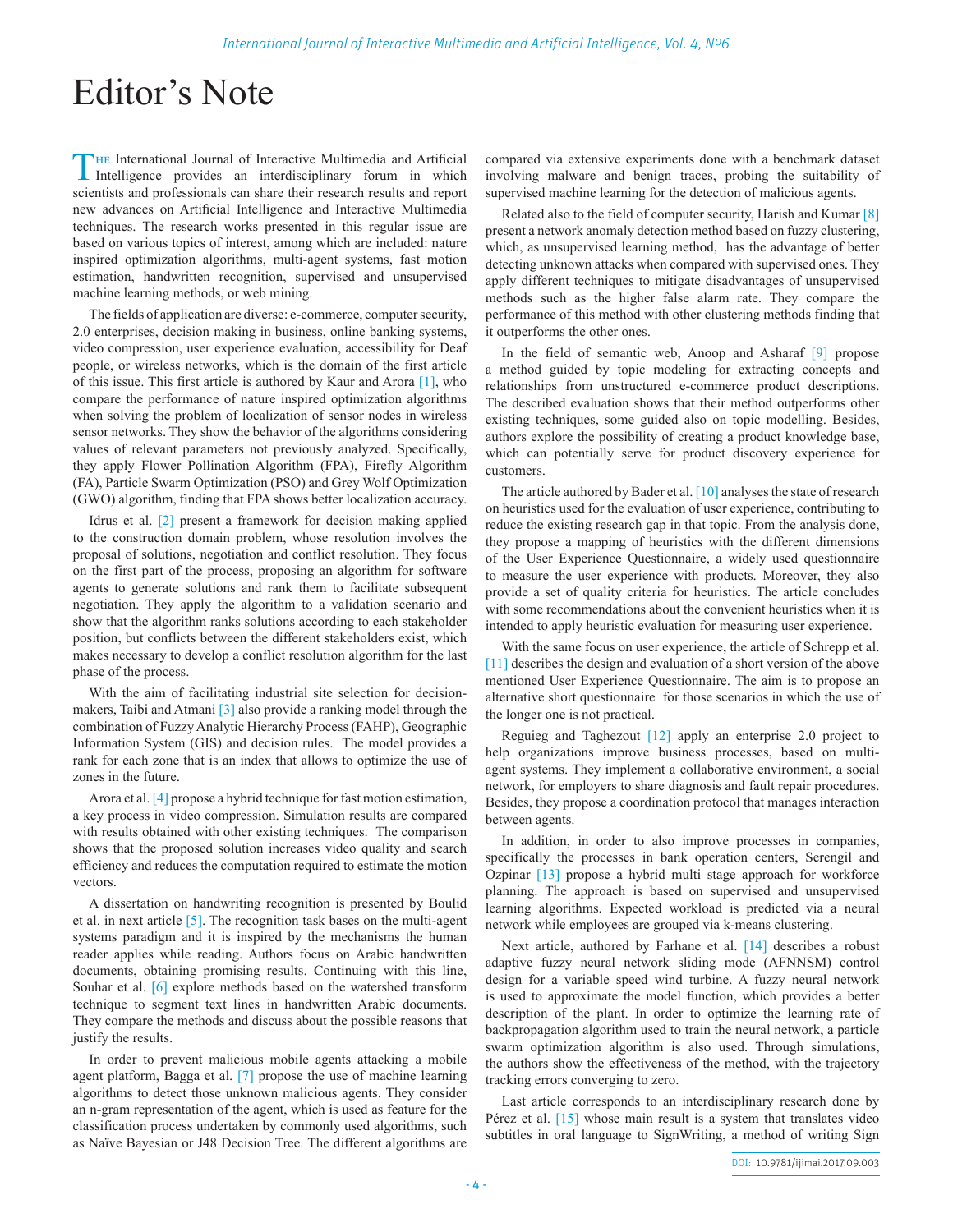# Editor's Note

The International Journal of Interactive Multimedia and Artificial Intelligence provides an interdisciplinary forum in which scientists and professionals can share their research results and report new advances on Artificial Intelligence and Interactive Multimedia techniques. The research works presented in this regular issue are based on various topics of interest, among which are included: nature inspired optimization algorithms, multi-agent systems, fast motion estimation, handwritten recognition, supervised and unsupervised machine learning methods, or web mining.

The fields of application are diverse: e-commerce, computer security, 2.0 enterprises, decision making in business, online banking systems, video compression, user experience evaluation, accessibility for Deaf people, or wireless networks, which is the domain of the first article of this issue. This first article is authored by Kaur and Arora [1], who compare the performance of nature inspired optimization algorithms when solving the problem of localization of sensor nodes in wireless sensor networks. They show the behavior of the algorithms considering values of relevant parameters not previously analyzed. Specifically, they apply Flower Pollination Algorithm (FPA), Firefly Algorithm (FA), Particle Swarm Optimization (PSO) and Grey Wolf Optimization (GWO) algorithm, finding that FPA shows better localization accuracy.

Idrus et al. [2] present a framework for decision making applied to the construction domain problem, whose resolution involves the proposal of solutions, negotiation and conflict resolution. They focus on the first part of the process, proposing an algorithm for software agents to generate solutions and rank them to facilitate subsequent negotiation. They apply the algorithm to a validation scenario and show that the algorithm ranks solutions according to each stakeholder position, but conflicts between the different stakeholders exist, which makes necessary to develop a conflict resolution algorithm for the last phase of the process.

With the aim of facilitating industrial site selection for decision-makers, Taibi and Atmani [3] also provide a ranking model through the combination of Fuzzy Analytic Hierarchy Process (FAHP), Geographic Information System (GIS) and decision rules. The model provides a rank for each zone that is an index that allows to optimize the use of zones in the future.

Arora et al. [4] propose a hybrid technique for fast motion estimation, a key process in video compression. Simulation results are compared with results obtained with other existing techniques. The comparison shows that the proposed solution increases video quality and search efficiency and reduces the computation required to estimate the motion vectors.

A dissertation on handwriting recognition is presented by Boulid et al. in next article [5]. The recognition task bases on the multi-agent systems paradigm and it is inspired by the mechanisms the human reader applies while reading. Authors focus on Arabic handwritten documents, obtaining promising results. Continuing with this line, Souhar et al. [6] explore methods based on the watershed transform technique to segment text lines in handwritten Arabic documents. They compare the methods and discuss about the possible reasons that justify the results.

In order to prevent malicious mobile agents attacking a mobile agent platform, Bagga et al. [7] propose the use of machine learning algorithms to detect those unknown malicious agents. They consider an n-gram representation of the agent, which is used as feature for the classification process undertaken by commonly used algorithms, such as Naïve Bayesian or J48 Decision Tree. The different algorithms are compared via extensive experiments done with a benchmark dataset involving malware and benign traces, probing the suitability of supervised machine learning for the detection of malicious agents.

Related also to the field of computer security, Harish and Kumar [8] present a network anomaly detection method based on fuzzy clustering, which, as unsupervised learning method, has the advantage of better detecting unknown attacks when compared with supervised ones. They apply different techniques to mitigate disadvantages of unsupervised methods such as the higher false alarm rate. They compare the performance of this method with other clustering methods finding that it outperforms the other ones.

In the field of semantic web, Anoop and Asharaf [9] propose a method guided by topic modeling for extracting concepts and relationships from unstructured e-commerce product descriptions. The described evaluation shows that their method outperforms other existing techniques, some guided also on topic modelling. Besides, authors explore the possibility of creating a product knowledge base, which can potentially serve for product discovery experience for customers.

The article authored by Bader et al. [10] analyses the state of research on heuristics used for the evaluation of user experience, contributing to reduce the existing research gap in that topic. From the analysis done, they propose a mapping of heuristics with the different dimensions of the User Experience Questionnaire, a widely used questionnaire to measure the user experience with products. Moreover, they also provide a set of quality criteria for heuristics. The article concludes with some recommendations about the convenient heuristics when it is intended to apply heuristic evaluation for measuring user experience.

With the same focus on user experience, the article of Schrepp et al. [11] describes the design and evaluation of a short version of the above mentioned User Experience Questionnaire. The aim is to propose an alternative short questionnaire for those scenarios in which the use of the longer one is not practical.

Reguieg and Taghezout [12] apply an enterprise 2.0 project to help organizations improve business processes, based on multi-agent systems. They implement a collaborative environment, a social network, for employers to share diagnosis and fault repair procedures. Besides, they propose a coordination protocol that manages interaction between agents.

In addition, in order to also improve processes in companies, specifically the processes in bank operation centers, Serengil and Ozpinar [13] propose a hybrid multi stage approach for workforce planning. The approach is based on supervised and unsupervised learning algorithms. Expected workload is predicted via a neural network while employees are grouped via k-means clustering.

Next article, authored by Farhane et al. [14] describes a robust adaptive fuzzy neural network sliding mode (AFNNSM) control design for a variable speed wind turbine. A fuzzy neural network is used to approximate the model function, which provides a better description of the plant. In order to optimize the learning rate of backpropagation algorithm used to train the neural network, a particle swarm optimization algorithm is also used. Through simulations, the authors show the effectiveness of the method, with the trajectory tracking errors converging to zero.

Last article corresponds to an interdisciplinary research done by Pérez et al. [15] whose main result is a system that translates video subtitles in oral language to SignWriting, a method of writing Sign

DOI: 10.9781/ijimai.2017.09.003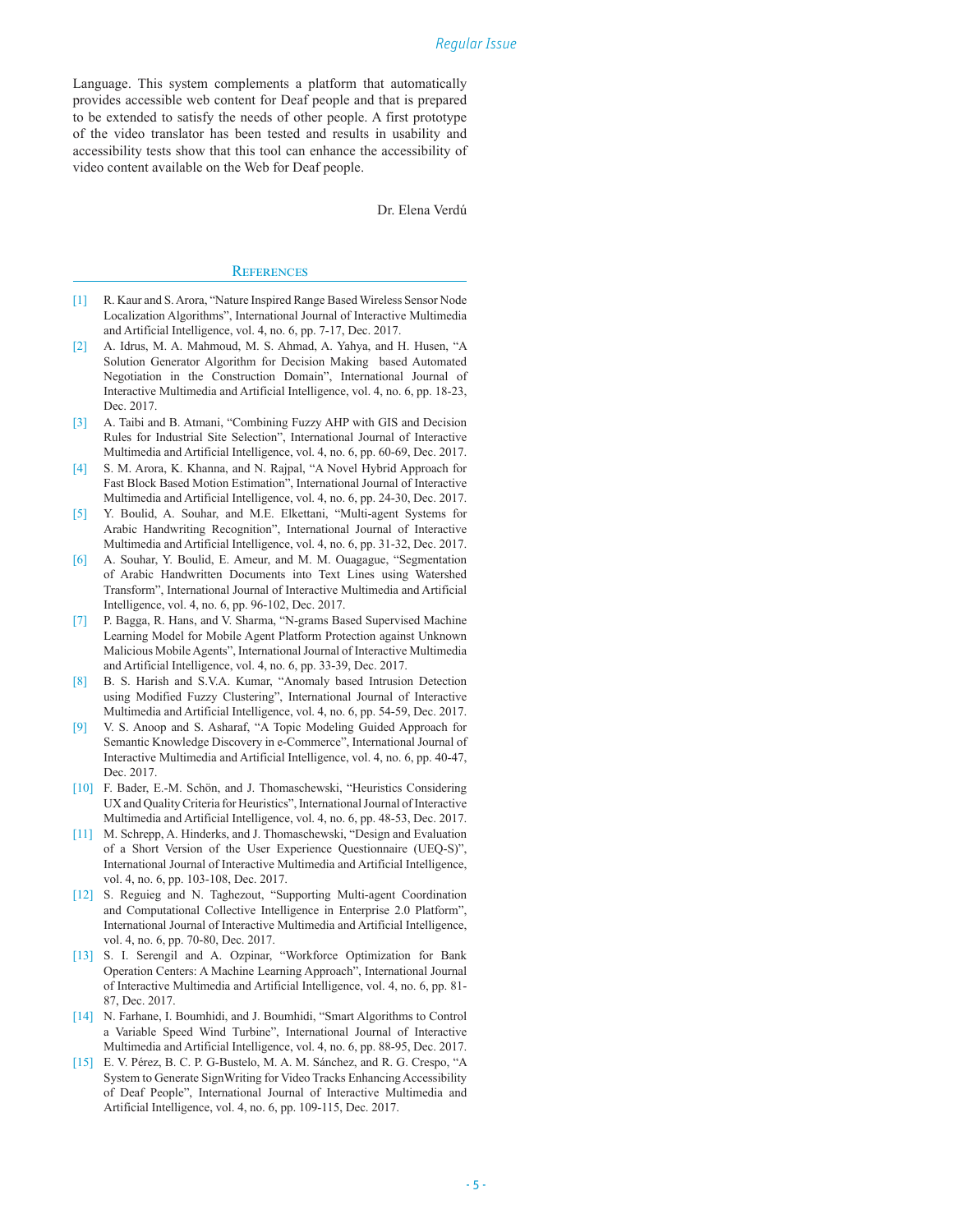Language. This system complements a platform that automatically provides accessible web content for Deaf people and that is prepared to be extended to satisfy the needs of other people. A first prototype of the video translator has been tested and results in usability and accessibility tests show that this tool can enhance the accessibility of video content available on the Web for Deaf people.

Dr. Elena Verdú

## References

[1] R. Kaur and S. Arora, "Nature Inspired Range Based Wireless Sensor Node Localization Algorithms", International Journal of Interactive Multimedia and Artificial Intelligence, vol. 4, no. 6, pp. 7-17, Dec. 2017.

[2] A. Idrus, M. A. Mahmoud, M. S. Ahmad, A. Yahya, and H. Husen, "A Solution Generator Algorithm for Decision Making based Automated Negotiation in the Construction Domain", International Journal of Interactive Multimedia and Artificial Intelligence, vol. 4, no. 6, pp. 18-23, Dec. 2017.

[3] A. Taibi and B. Atmani, "Combining Fuzzy AHP with GIS and Decision Rules for Industrial Site Selection", International Journal of Interactive Multimedia and Artificial Intelligence, vol. 4, no. 6, pp. 60-69, Dec. 2017.

[4] S. M. Arora, K. Khanna, and N. Rajpal, "A Novel Hybrid Approach for Fast Block Based Motion Estimation", International Journal of Interactive Multimedia and Artificial Intelligence, vol. 4, no. 6, pp. 24-30, Dec. 2017.

[5] Y. Boulid, A. Souhar, and M.E. Elkettani, "Multi-agent Systems for Arabic Handwriting Recognition", International Journal of Interactive Multimedia and Artificial Intelligence, vol. 4, no. 6, pp. 31-32, Dec. 2017.

[6] A. Souhar, Y. Boulid, E. Ameur, and M. M. Ouagague, "Segmentation of Arabic Handwritten Documents into Text Lines using Watershed Transform", International Journal of Interactive Multimedia and Artificial Intelligence, vol. 4, no. 6, pp. 96-102, Dec. 2017.

[7] P. Bagga, R. Hans, and V. Sharma, "N-grams Based Supervised Machine Learning Model for Mobile Agent Platform Protection against Unknown Malicious Mobile Agents", International Journal of Interactive Multimedia and Artificial Intelligence, vol. 4, no. 6, pp. 33-39, Dec. 2017.

[8] B. S. Harish and S.V.A. Kumar, "Anomaly based Intrusion Detection using Modified Fuzzy Clustering", International Journal of Interactive Multimedia and Artificial Intelligence, vol. 4, no. 6, pp. 54-59, Dec. 2017.

[9] V. S. Anoop and S. Asharaf, "A Topic Modeling Guided Approach for Semantic Knowledge Discovery in e-Commerce", International Journal of Interactive Multimedia and Artificial Intelligence, vol. 4, no. 6, pp. 40-47, Dec. 2017.

[10] F. Bader, E.-M. Schön, and J. Thomaschewski, "Heuristics Considering UX and Quality Criteria for Heuristics", International Journal of Interactive Multimedia and Artificial Intelligence, vol. 4, no. 6, pp. 48-53, Dec. 2017.

[11] M. Schrepp, A. Hinderks, and J. Thomaschewski, "Design and Evaluation of a Short Version of the User Experience Questionnaire (UEQ-S)", International Journal of Interactive Multimedia and Artificial Intelligence, vol. 4, no. 6, pp. 103-108, Dec. 2017.

[12] S. Reguieg and N. Taghezout, "Supporting Multi-agent Coordination and Computational Collective Intelligence in Enterprise 2.0 Platform", International Journal of Interactive Multimedia and Artificial Intelligence, vol. 4, no. 6, pp. 70-80, Dec. 2017.

[13] S. I. Serengil and A. Ozpinar, "Workforce Optimization for Bank Operation Centers: A Machine Learning Approach", International Journal of Interactive Multimedia and Artificial Intelligence, vol. 4, no. 6, pp. 81-87, Dec. 2017.

[14] N. Farhane, I. Boumhidi, and J. Boumhidi, "Smart Algorithms to Control a Variable Speed Wind Turbine", International Journal of Interactive Multimedia and Artificial Intelligence, vol. 4, no. 6, pp. 88-95, Dec. 2017.

[15] E. V. Pérez, B. C. P. G-Bustelo, M. A. M. Sánchez, and R. G. Crespo, "A System to Generate SignWriting for Video Tracks Enhancing Accessibility of Deaf People", International Journal of Interactive Multimedia and Artificial Intelligence, vol. 4, no. 6, pp. 109-115, Dec. 2017.